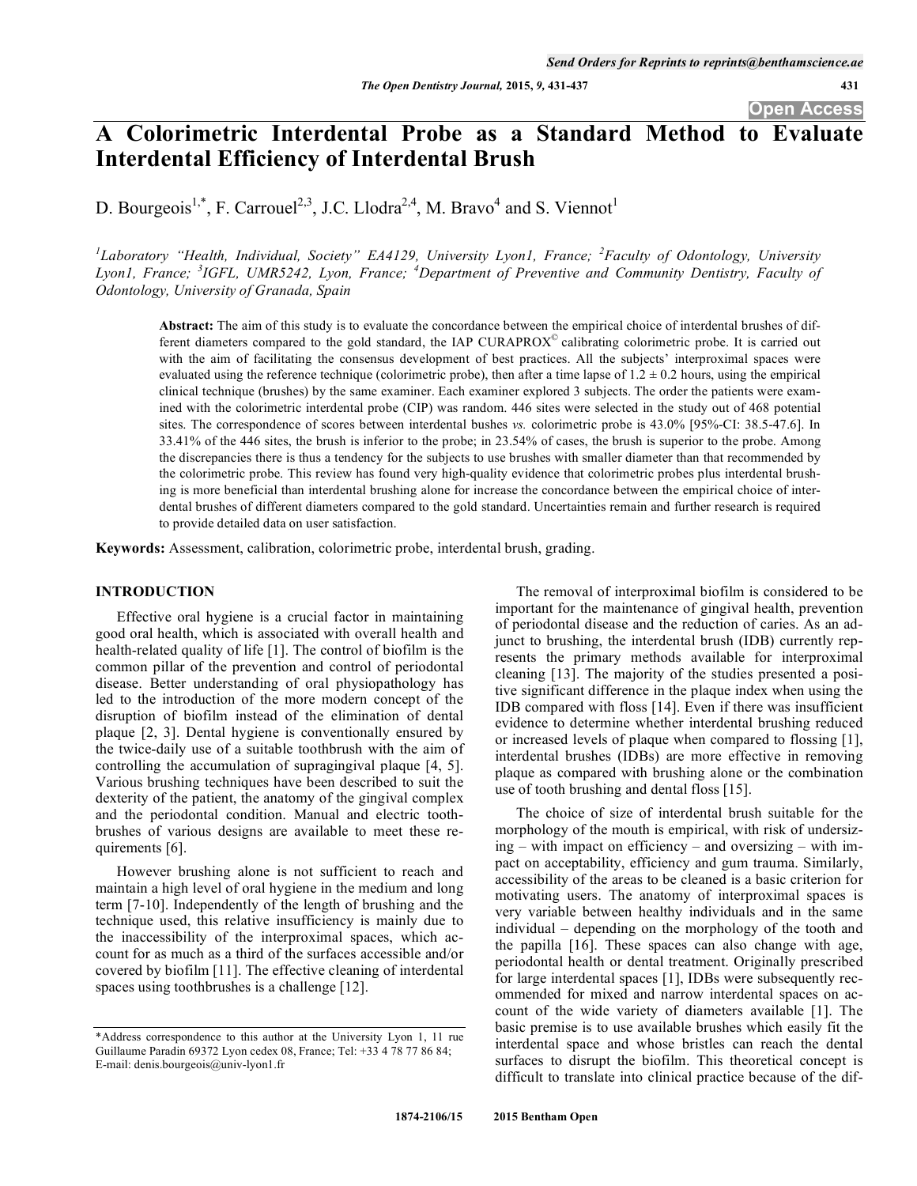# A Colorimetric Interdental Probe as a Standard Method to Evaluate Interdental Efficiency of Interdental Brush

D. Bourgeois[1,*], F. Carrouel[2,3], J.C. Llodra[2,4], M. Bravo[4] and S. Viennot[1]

[1]Laboratory "Health, Individual, Society" EA4129, University Lyon1, France; [2]Faculty of Odontology, University Lyon1, France; [3]IGFL, UMR5242, Lyon, France; [4]Department of Preventive and Community Dentistry, Faculty of Odontology, University of Granada, Spain

**Abstract:** The aim of this study is to evaluate the concordance between the empirical choice of interdental brushes of different diameters compared to the gold standard, the IAP CURAPROX© calibrating colorimetric probe. It is carried out with the aim of facilitating the consensus development of best practices. All the subjects' interproximal spaces were evaluated using the reference technique (colorimetric probe), then after a time lapse of 1.2 ± 0.2 hours, using the empirical clinical technique (brushes) by the same examiner. Each examiner explored 3 subjects. The order the patients were examined with the colorimetric interdental probe (CIP) was random. 446 sites were selected in the study out of 468 potential sites. The correspondence of scores between interdental bushes *vs.* colorimetric probe is 43.0% [95%-CI: 38.5-47.6]. In 33.41% of the 446 sites, the brush is inferior to the probe; in 23.54% of cases, the brush is superior to the probe. Among the discrepancies there is thus a tendency for the subjects to use brushes with smaller diameter than that recommended by the colorimetric probe. This review has found very high-quality evidence that colorimetric probes plus interdental brushing is more beneficial than interdental brushing alone for increase the concordance between the empirical choice of interdental brushes of different diameters compared to the gold standard. Uncertainties remain and further research is required to provide detailed data on user satisfaction.

**Keywords:** Assessment, calibration, colorimetric probe, interdental brush, grading.

## INTRODUCTION

Effective oral hygiene is a crucial factor in maintaining good oral health, which is associated with overall health and health-related quality of life [1]. The control of biofilm is the common pillar of the prevention and control of periodontal disease. Better understanding of oral physiopathology has led to the introduction of the more modern concept of the disruption of biofilm instead of the elimination of dental plaque [2, 3]. Dental hygiene is conventionally ensured by the twice-daily use of a suitable toothbrush with the aim of controlling the accumulation of supragingival plaque [4, 5]. Various brushing techniques have been described to suit the dexterity of the patient, the anatomy of the gingival complex and the periodontal condition. Manual and electric toothbrushes of various designs are available to meet these requirements [6].

However brushing alone is not sufficient to reach and maintain a high level of oral hygiene in the medium and long term [7-10]. Independently of the length of brushing and the technique used, this relative insufficiency is mainly due to the inaccessibility of the interproximal spaces, which account for as much as a third of the surfaces accessible and/or covered by biofilm [11]. The effective cleaning of interdental spaces using toothbrushes is a challenge [12].

The removal of interproximal biofilm is considered to be important for the maintenance of gingival health, prevention of periodontal disease and the reduction of caries. As an adjunct to brushing, the interdental brush (IDB) currently represents the primary methods available for interproximal cleaning [13]. The majority of the studies presented a positive significant difference in the plaque index when using the IDB compared with floss [14]. Even if there was insufficient evidence to determine whether interdental brushing reduced or increased levels of plaque when compared to flossing [1], interdental brushes (IDBs) are more effective in removing plaque as compared with brushing alone or the combination use of tooth brushing and dental floss [15].

The choice of size of interdental brush suitable for the morphology of the mouth is empirical, with risk of undersizing – with impact on efficiency – and oversizing – with impact on acceptability, efficiency and gum trauma. Similarly, accessibility of the areas to be cleaned is a basic criterion for motivating users. The anatomy of interproximal spaces is very variable between healthy individuals and in the same individual – depending on the morphology of the tooth and the papilla [16]. These spaces can also change with age, periodontal health or dental treatment. Originally prescribed for large interdental spaces [1], IDBs were subsequently recommended for mixed and narrow interdental spaces on account of the wide variety of diameters available [1]. The basic premise is to use available brushes which easily fit the interdental space and whose bristles can reach the dental surfaces to disrupt the biofilm. This theoretical concept is difficult to translate into clinical practice because of the dif-

*Address correspondence to this author at the University Lyon 1, 11 rue Guillaume Paradin 69372 Lyon cedex 08, France; Tel: +33 4 78 77 86 84; E-mail: denis.bourgeois@univ-lyon1.fr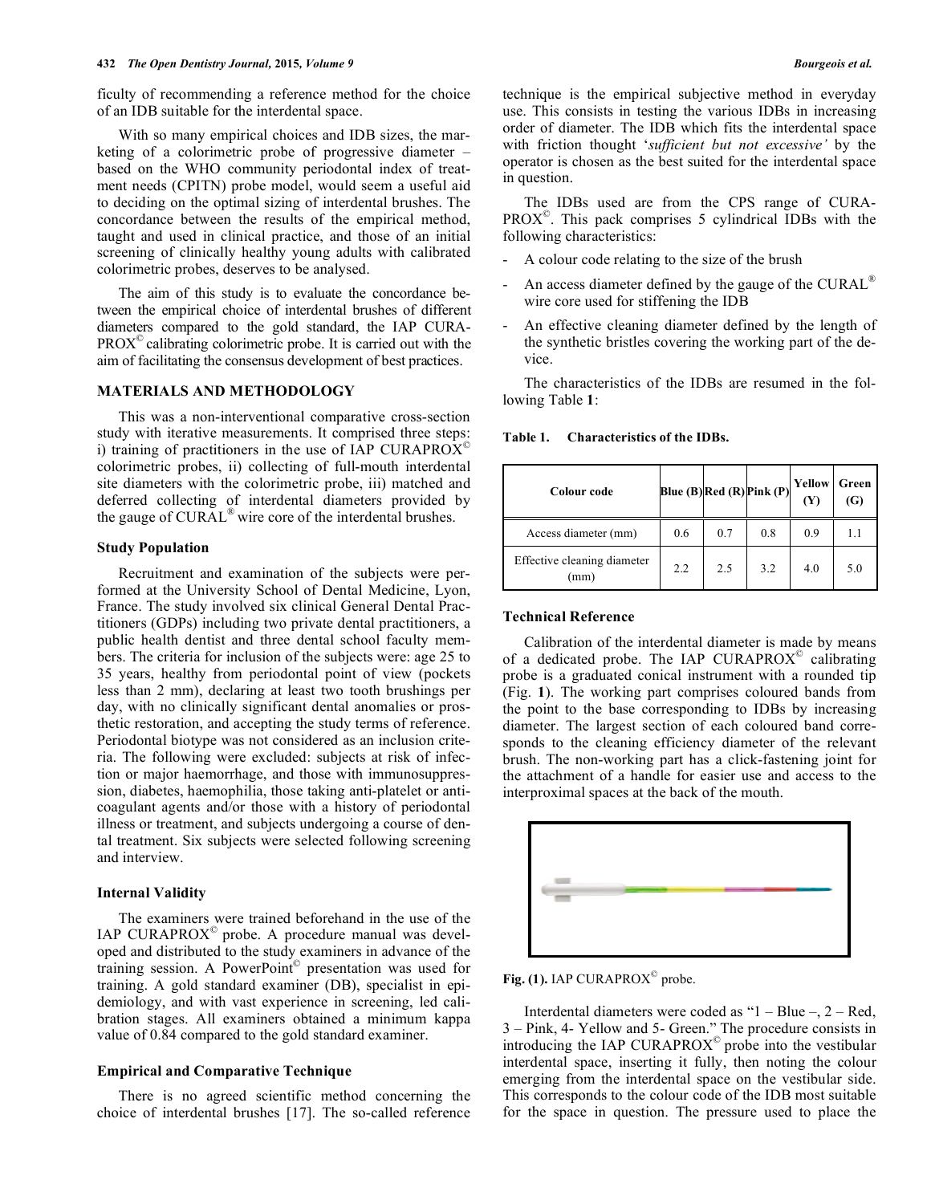ficulty of recommending a reference method for the choice of an IDB suitable for the interdental space.

With so many empirical choices and IDB sizes, the marketing of a colorimetric probe of progressive diameter – based on the WHO community periodontal index of treatment needs (CPITN) probe model, would seem a useful aid to deciding on the optimal sizing of interdental brushes. The concordance between the results of the empirical method, taught and used in clinical practice, and those of an initial screening of clinically healthy young adults with calibrated colorimetric probes, deserves to be analysed.

The aim of this study is to evaluate the concordance between the empirical choice of interdental brushes of different diameters compared to the gold standard, the IAP CURAPROX© calibrating colorimetric probe. It is carried out with the aim of facilitating the consensus development of best practices.

## MATERIALS AND METHODOLOGY

This was a non-interventional comparative cross-section study with iterative measurements. It comprised three steps: i) training of practitioners in the use of IAP CURAPROX© colorimetric probes, ii) collecting of full-mouth interdental site diameters with the colorimetric probe, iii) matched and deferred collecting of interdental diameters provided by the gauge of CURAL® wire core of the interdental brushes.

### Study Population

Recruitment and examination of the subjects were performed at the University School of Dental Medicine, Lyon, France. The study involved six clinical General Dental Practitioners (GDPs) including two private dental practitioners, a public health dentist and three dental school faculty members. The criteria for inclusion of the subjects were: age 25 to 35 years, healthy from periodontal point of view (pockets less than 2 mm), declaring at least two tooth brushings per day, with no clinically significant dental anomalies or prosthetic restoration, and accepting the study terms of reference. Periodontal biotype was not considered as an inclusion criteria. The following were excluded: subjects at risk of infection or major haemorrhage, and those with immunosuppression, diabetes, haemophilia, those taking anti-platelet or anticoagulant agents and/or those with a history of periodontal illness or treatment, and subjects undergoing a course of dental treatment. Six subjects were selected following screening and interview.

### Internal Validity

The examiners were trained beforehand in the use of the IAP CURAPROX© probe. A procedure manual was developed and distributed to the study examiners in advance of the training session. A PowerPoint© presentation was used for training. A gold standard examiner (DB), specialist in epidemiology, and with vast experience in screening, led calibration stages. All examiners obtained a minimum kappa value of 0.84 compared to the gold standard examiner.

### Empirical and Comparative Technique

There is no agreed scientific method concerning the choice of interdental brushes [17]. The so-called reference technique is the empirical subjective method in everyday use. This consists in testing the various IDBs in increasing order of diameter. The IDB which fits the interdental space with friction thought '*sufficient but not excessive*' by the operator is chosen as the best suited for the interdental space in question.

The IDBs used are from the CPS range of CURAPROX©. This pack comprises 5 cylindrical IDBs with the following characteristics:

- A colour code relating to the size of the brush
- An access diameter defined by the gauge of the CURAL® wire core used for stiffening the IDB
- An effective cleaning diameter defined by the length of the synthetic bristles covering the working part of the device.

The characteristics of the IDBs are resumed in the following Table **1**:

**Table 1. Characteristics of the IDBs.**

| Colour code | Blue (B) | Red (R) | Pink (P) | Yellow (Y) | Green (G) |
|---|---|---|---|---|---|
| Access diameter (mm) | 0.6 | 0.7 | 0.8 | 0.9 | 1.1 |
| Effective cleaning diameter (mm) | 2.2 | 2.5 | 3.2 | 4.0 | 5.0 |

### Technical Reference

Calibration of the interdental diameter is made by means of a dedicated probe. The IAP CURAPROX© calibrating probe is a graduated conical instrument with a rounded tip (Fig. **1**). The working part comprises coloured bands from the point to the base corresponding to IDBs by increasing diameter. The largest section of each coloured band corresponds to the cleaning efficiency diameter of the relevant brush. The non-working part has a click-fastening joint for the attachment of a handle for easier use and access to the interproximal spaces at the back of the mouth.

**Fig. (1).** IAP CURAPROX© probe.

Interdental diameters were coded as "1 – Blue –, 2 – Red, 3 – Pink, 4- Yellow and 5- Green." The procedure consists in introducing the IAP CURAPROX© probe into the vestibular interdental space, inserting it fully, then noting the colour emerging from the interdental space on the vestibular side. This corresponds to the colour code of the IDB most suitable for the space in question. The pressure used to place the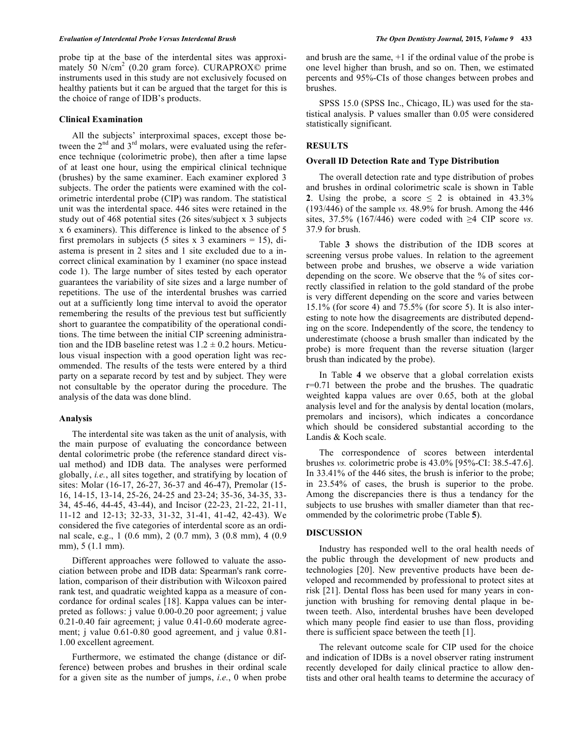probe tip at the base of the interdental sites was approximately 50 N/cm$^2$ (0.20 gram force). CURAPROX© prime instruments used in this study are not exclusively focused on healthy patients but it can be argued that the target for this is the choice of range of IDB's products.

### Clinical Examination

All the subjects' interproximal spaces, except those between the 2$^{nd}$ and 3$^{rd}$ molars, were evaluated using the reference technique (colorimetric probe), then after a time lapse of at least one hour, using the empirical clinical technique (brushes) by the same examiner. Each examiner explored 3 subjects. The order the patients were examined with the colorimetric interdental probe (CIP) was random. The statistical unit was the interdental space. 446 sites were retained in the study out of 468 potential sites (26 sites/subject x 3 subjects x 6 examiners). This difference is linked to the absence of 5 first premolars in subjects (5 sites x 3 examiners = 15), diastema is present in 2 sites and 1 site excluded due to a incorrect clinical examination by 1 examiner (no space instead code 1). The large number of sites tested by each operator guarantees the variability of site sizes and a large number of repetitions. The use of the interdental brushes was carried out at a sufficiently long time interval to avoid the operator remembering the results of the previous test but sufficiently short to guarantee the compatibility of the operational conditions. The time between the initial CIP screening administration and the IDB baseline retest was 1.2 ± 0.2 hours. Meticulous visual inspection with a good operation light was recommended. The results of the tests were entered by a third party on a separate record by test and by subject. They were not consultable by the operator during the procedure. The analysis of the data was done blind.

### Analysis

The interdental site was taken as the unit of analysis, with the main purpose of evaluating the concordance between dental colorimetric probe (the reference standard direct visual method) and IDB data. The analyses were performed globally, *i.e.*, all sites together, and stratifying by location of sites: Molar (16-17, 26-27, 36-37 and 46-47), Premolar (15-16, 14-15, 13-14, 25-26, 24-25 and 23-24; 35-36, 34-35, 33-34, 45-46, 44-45, 43-44), and Incisor (22-23, 21-22, 21-11, 11-12 and 12-13; 32-33, 31-32, 31-41, 41-42, 42-43). We considered the five categories of interdental score as an ordinal scale, e.g., 1 (0.6 mm), 2 (0.7 mm), 3 (0.8 mm), 4 (0.9 mm), 5 (1.1 mm).

Different approaches were followed to valuate the association between probe and IDB data: Spearman's rank correlation, comparison of their distribution with Wilcoxon paired rank test, and quadratic weighted kappa as a measure of concordance for ordinal scales [18]. Kappa values can be interpreted as follows: j value 0.00-0.20 poor agreement; j value 0.21-0.40 fair agreement; j value 0.41-0.60 moderate agreement; j value 0.61-0.80 good agreement, and j value 0.81-1.00 excellent agreement.

Furthermore, we estimated the change (distance or difference) between probes and brushes in their ordinal scale for a given site as the number of jumps, *i.e.*, 0 when probe and brush are the same, +1 if the ordinal value of the probe is one level higher than brush, and so on. Then, we estimated percents and 95%-CIs of those changes between probes and brushes.

SPSS 15.0 (SPSS Inc., Chicago, IL) was used for the statistical analysis. P values smaller than 0.05 were considered statistically significant.

## RESULTS

### Overall ID Detection Rate and Type Distribution

The overall detection rate and type distribution of probes and brushes in ordinal colorimetric scale is shown in Table **2**. Using the probe, a score ≤ 2 is obtained in 43.3% (193/446) of the sample *vs.* 48.9% for brush. Among the 446 sites, 37.5% (167/446) were coded with ≥4 CIP score *vs.* 37.9 for brush.

Table **3** shows the distribution of the IDB scores at screening versus probe values. In relation to the agreement between probe and brushes, we observe a wide variation depending on the score. We observe that the % of sites correctly classified in relation to the gold standard of the probe is very different depending on the score and varies between 15.1% (for score 4) and 75.5% (for score 5). It is also interesting to note how the disagreements are distributed depending on the score. Independently of the score, the tendency to underestimate (choose a brush smaller than indicated by the probe) is more frequent than the reverse situation (larger brush than indicated by the probe).

In Table **4** we observe that a global correlation exists r=0.71 between the probe and the brushes. The quadratic weighted kappa values are over 0.65, both at the global analysis level and for the analysis by dental location (molars, premolars and incisors), which indicates a concordance which should be considered substantial according to the Landis & Koch scale.

The correspondence of scores between interdental brushes *vs.* colorimetric probe is 43.0% [95%-CI: 38.5-47.6]. In 33.41% of the 446 sites, the brush is inferior to the probe; in 23.54% of cases, the brush is superior to the probe. Among the discrepancies there is thus a tendency for the subjects to use brushes with smaller diameter than that recommended by the colorimetric probe (Table **5**).

## DISCUSSION

Industry has responded well to the oral health needs of the public through the development of new products and technologies [20]. New preventive products have been developed and recommended by professional to protect sites at risk [21]. Dental floss has been used for many years in conjunction with brushing for removing dental plaque in between teeth. Also, interdental brushes have been developed which many people find easier to use than floss, providing there is sufficient space between the teeth [1].

The relevant outcome scale for CIP used for the choice and indication of IDBs is a novel observer rating instrument recently developed for daily clinical practice to allow dentists and other oral health teams to determine the accuracy of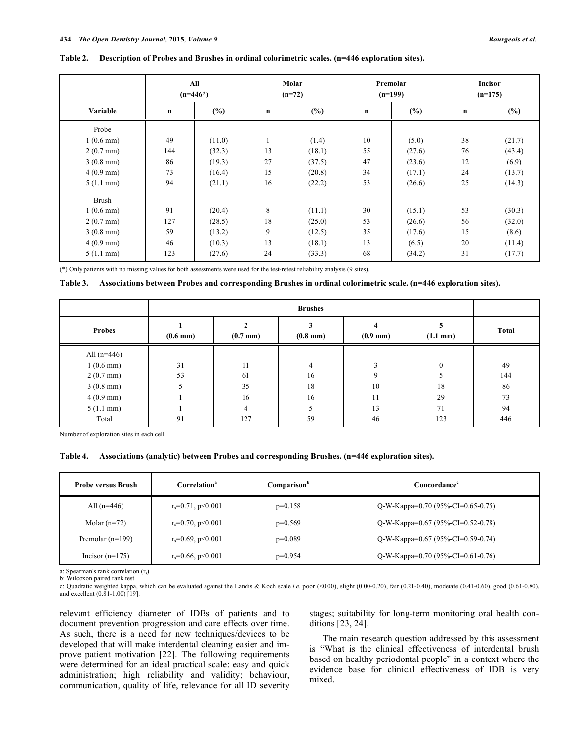**Table 2. Description of Probes and Brushes in ordinal colorimetric scales. (n=446 exploration sites).**

| | All (n=446*) | | Molar (n=72) | | Premolar (n=199) | | Incisor (n=175) | |
|---|---|---|---|---|---|---|---|---|
| Variable | n | (%) | n | (%) | n | (%) | n | (%) |
| Probe | | | | | | | | |
| 1 (0.6 mm) | 49 | (11.0) | 1 | (1.4) | 10 | (5.0) | 38 | (21.7) |
| 2 (0.7 mm) | 144 | (32.3) | 13 | (18.1) | 55 | (27.6) | 76 | (43.4) |
| 3 (0.8 mm) | 86 | (19.3) | 27 | (37.5) | 47 | (23.6) | 12 | (6.9) |
| 4 (0.9 mm) | 73 | (16.4) | 15 | (20.8) | 34 | (17.1) | 24 | (13.7) |
| 5 (1.1 mm) | 94 | (21.1) | 16 | (22.2) | 53 | (26.6) | 25 | (14.3) |
| Brush | | | | | | | | |
| 1 (0.6 mm) | 91 | (20.4) | 8 | (11.1) | 30 | (15.1) | 53 | (30.3) |
| 2 (0.7 mm) | 127 | (28.5) | 18 | (25.0) | 53 | (26.6) | 56 | (32.0) |
| 3 (0.8 mm) | 59 | (13.2) | 9 | (12.5) | 35 | (17.6) | 15 | (8.6) |
| 4 (0.9 mm) | 46 | (10.3) | 13 | (18.1) | 13 | (6.5) | 20 | (11.4) |
| 5 (1.1 mm) | 123 | (27.6) | 24 | (33.3) | 68 | (34.2) | 31 | (17.7) |

(*) Only patients with no missing values for both assessments were used for the test-retest reliability analysis (9 sites).

**Table 3. Associations between Probes and corresponding Brushes in ordinal colorimetric scale. (n=446 exploration sites).**

| | Brushes | | | | | |
|---|---|---|---|---|---|---|
| Probes | 1 (0.6 mm) | 2 (0.7 mm) | 3 (0.8 mm) | 4 (0.9 mm) | 5 (1.1 mm) | Total |
| All (n=446) | | | | | | |
| 1 (0.6 mm) | 31 | 11 | 4 | 3 | 0 | 49 |
| 2 (0.7 mm) | 53 | 61 | 16 | 9 | 5 | 144 |
| 3 (0.8 mm) | 5 | 35 | 18 | 10 | 18 | 86 |
| 4 (0.9 mm) | 1 | 16 | 16 | 11 | 29 | 73 |
| 5 (1.1 mm) | 1 | 4 | 5 | 13 | 71 | 94 |
| Total | 91 | 127 | 59 | 46 | 123 | 446 |

Number of exploration sites in each cell.

**Table 4. Associations (analytic) between Probes and corresponding Brushes. (n=446 exploration sites).**

| Probe versus Brush | Correlation[a] | Comparison[b] | Concordance[c] |
|---|---|---|---|
| All (n=446) | $r_s$=0.71, p<0.001 | p=0.158 | Q-W-Kappa=0.70 (95%-CI=0.65-0.75) |
| Molar (n=72) | $r_s$=0.70, p<0.001 | p=0.569 | Q-W-Kappa=0.67 (95%-CI=0.52-0.78) |
| Premolar (n=199) | $r_s$=0.69, p<0.001 | p=0.089 | Q-W-Kappa=0.67 (95%-CI=0.59-0.74) |
| Incisor (n=175) | $r_s$=0.66, p<0.001 | p=0.954 | Q-W-Kappa=0.70 (95%-CI=0.61-0.76) |

a: Spearman's rank correlation ($r_s$)
b: Wilcoxon paired rank test.
c: Quadratic weighted kappa, which can be evaluated against the Landis & Koch scale *i.e.* poor (<0.00), slight (0.00-0.20), fair (0.21-0.40), moderate (0.41-0.60), good (0.61-0.80), and excellent (0.81-1.00) [19].

relevant efficiency diameter of IDBs of patients and to document prevention progression and care effects over time. As such, there is a need for new techniques/devices to be developed that will make interdental cleaning easier and improve patient motivation [22]. The following requirements were determined for an ideal practical scale: easy and quick administration; high reliability and validity; behaviour, communication, quality of life, relevance for all ID severity stages; suitability for long-term monitoring oral health conditions [23, 24].

The main research question addressed by this assessment is "What is the clinical effectiveness of interdental brush based on healthy periodontal people" in a context where the evidence base for clinical effectiveness of IDB is very mixed.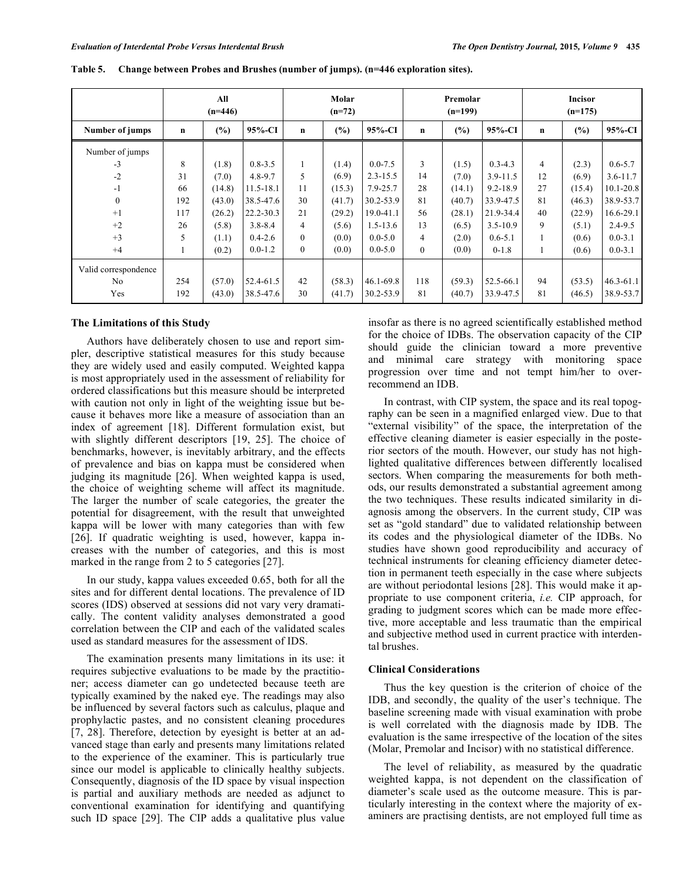**Table 5. Change between Probes and Brushes (number of jumps). (n=446 exploration sites).**

| | All (n=446) | | | Molar (n=72) | | | Premolar (n=199) | | | Incisor (n=175) | | |
|---|---|---|---|---|---|---|---|---|---|---|---|---|
| **Number of jumps** | **n** | **(%)** | **95%-CI** | **n** | **(%)** | **95%-CI** | **n** | **(%)** | **95%-CI** | **n** | **(%)** | **95%-CI** |
| Number of jumps | | | | | | | | | | | | |
| -3 | 8 | (1.8) | 0.8-3.5 | 1 | (1.4) | 0.0-7.5 | 3 | (1.5) | 0.3-4.3 | 4 | (2.3) | 0.6-5.7 |
| -2 | 31 | (7.0) | 4.8-9.7 | 5 | (6.9) | 2.3-15.5 | 14 | (7.0) | 3.9-11.5 | 12 | (6.9) | 3.6-11.7 |
| -1 | 66 | (14.8) | 11.5-18.1 | 11 | (15.3) | 7.9-25.7 | 28 | (14.1) | 9.2-18.9 | 27 | (15.4) | 10.1-20.8 |
| 0 | 192 | (43.0) | 38.5-47.6 | 30 | (41.7) | 30.2-53.9 | 81 | (40.7) | 33.9-47.5 | 81 | (46.3) | 38.9-53.7 |
| +1 | 117 | (26.2) | 22.2-30.3 | 21 | (29.2) | 19.0-41.1 | 56 | (28.1) | 21.9-34.4 | 40 | (22.9) | 16.6-29.1 |
| +2 | 26 | (5.8) | 3.8-8.4 | 4 | (5.6) | 1.5-13.6 | 13 | (6.5) | 3.5-10.9 | 9 | (5.1) | 2.4-9.5 |
| +3 | 5 | (1.1) | 0.4-2.6 | 0 | (0.0) | 0.0-5.0 | 4 | (2.0) | 0.6-5.1 | 1 | (0.6) | 0.0-3.1 |
| +4 | 1 | (0.2) | 0.0-1.2 | 0 | (0.0) | 0.0-5.0 | 0 | (0.0) | 0-1.8 | 1 | (0.6) | 0.0-3.1 |
| Valid correspondence | | | | | | | | | | | | |
| No | 254 | (57.0) | 52.4-61.5 | 42 | (58.3) | 46.1-69.8 | 118 | (59.3) | 52.5-66.1 | 94 | (53.5) | 46.3-61.1 |
| Yes | 192 | (43.0) | 38.5-47.6 | 30 | (41.7) | 30.2-53.9 | 81 | (40.7) | 33.9-47.5 | 81 | (46.5) | 38.9-53.7 |

### The Limitations of this Study

Authors have deliberately chosen to use and report simpler, descriptive statistical measures for this study because they are widely used and easily computed. Weighted kappa is most appropriately used in the assessment of reliability for ordered classifications but this measure should be interpreted with caution not only in light of the weighting issue but because it behaves more like a measure of association than an index of agreement [18]. Different formulation exist, but with slightly different descriptors [19, 25]. The choice of benchmarks, however, is inevitably arbitrary, and the effects of prevalence and bias on kappa must be considered when judging its magnitude [26]. When weighted kappa is used, the choice of weighting scheme will affect its magnitude. The larger the number of scale categories, the greater the potential for disagreement, with the result that unweighted kappa will be lower with many categories than with few [26]. If quadratic weighting is used, however, kappa increases with the number of categories, and this is most marked in the range from 2 to 5 categories [27].

In our study, kappa values exceeded 0.65, both for all the sites and for different dental locations. The prevalence of ID scores (IDS) observed at sessions did not vary very dramatically. The content validity analyses demonstrated a good correlation between the CIP and each of the validated scales used as standard measures for the assessment of IDS.

The examination presents many limitations in its use: it requires subjective evaluations to be made by the practitioner; access diameter can go undetected because teeth are typically examined by the naked eye. The readings may also be influenced by several factors such as calculus, plaque and prophylactic pastes, and no consistent cleaning procedures [7, 28]. Therefore, detection by eyesight is better at an advanced stage than early and presents many limitations related to the experience of the examiner. This is particularly true since our model is applicable to clinically healthy subjects. Consequently, diagnosis of the ID space by visual inspection is partial and auxiliary methods are needed as adjunct to conventional examination for identifying and quantifying such ID space [29]. The CIP adds a qualitative plus value insofar as there is no agreed scientifically established method for the choice of IDBs. The observation capacity of the CIP should guide the clinician toward a more preventive and minimal care strategy with monitoring space progression over time and not tempt him/her to over-recommend an IDB.

In contrast, with CIP system, the space and its real topography can be seen in a magnified enlarged view. Due to that "external visibility" of the space, the interpretation of the effective cleaning diameter is easier especially in the posterior sectors of the mouth. However, our study has not highlighted qualitative differences between differently localised sectors. When comparing the measurements for both methods, our results demonstrated a substantial agreement among the two techniques. These results indicated similarity in diagnosis among the observers. In the current study, CIP was set as "gold standard" due to validated relationship between its codes and the physiological diameter of the IDBs. No studies have shown good reproducibility and accuracy of technical instruments for cleaning efficiency diameter detection in permanent teeth especially in the case where subjects are without periodontal lesions [28]. This would make it appropriate to use component criteria, *i.e.* CIP approach, for grading to judgment scores which can be made more effective, more acceptable and less traumatic than the empirical and subjective method used in current practice with interdental brushes.

### Clinical Considerations

Thus the key question is the criterion of choice of the IDB, and secondly, the quality of the user's technique. The baseline screening made with visual examination with probe is well correlated with the diagnosis made by IDB. The evaluation is the same irrespective of the location of the sites (Molar, Premolar and Incisor) with no statistical difference.

The level of reliability, as measured by the quadratic weighted kappa, is not dependent on the classification of diameter's scale used as the outcome measure. This is particularly interesting in the context where the majority of examiners are practising dentists, are not employed full time as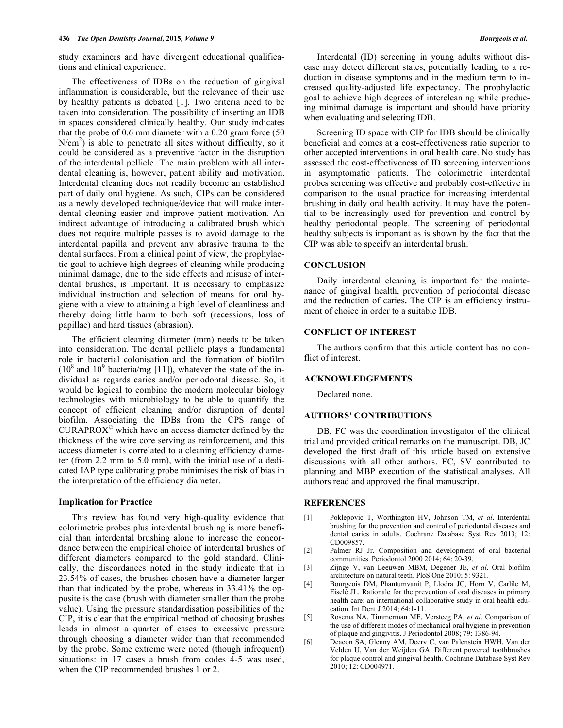study examiners and have divergent educational qualifications and clinical experience.

The effectiveness of IDBs on the reduction of gingival inflammation is considerable, but the relevance of their use by healthy patients is debated [1]. Two criteria need to be taken into consideration. The possibility of inserting an IDB in spaces considered clinically healthy. Our study indicates that the probe of 0.6 mm diameter with a 0.20 gram force (50 $N/cm^2$) is able to penetrate all sites without difficulty, so it could be considered as a preventive factor in the disruption of the interdental pellicle. The main problem with all interdental cleaning is, however, patient ability and motivation. Interdental cleaning does not readily become an established part of daily oral hygiene. As such, CIPs can be considered as a newly developed technique/device that will make interdental cleaning easier and improve patient motivation. An indirect advantage of introducing a calibrated brush which does not require multiple passes is to avoid damage to the interdental papilla and prevent any abrasive trauma to the dental surfaces. From a clinical point of view, the prophylactic goal to achieve high degrees of cleaning while producing minimal damage, due to the side effects and misuse of interdental brushes, is important. It is necessary to emphasize individual instruction and selection of means for oral hygiene with a view to attaining a high level of cleanliness and thereby doing little harm to both soft (recessions, loss of papillae) and hard tissues (abrasion).

The efficient cleaning diameter (mm) needs to be taken into consideration. The dental pellicle plays a fundamental role in bacterial colonisation and the formation of biofilm ($10^8$ and $10^9$ bacteria/mg [11]), whatever the state of the individual as regards caries and/or periodontal disease. So, it would be logical to combine the modern molecular biology technologies with microbiology to be able to quantify the concept of efficient cleaning and/or disruption of dental biofilm. Associating the IDBs from the CPS range of CURAPROX© which have an access diameter defined by the thickness of the wire core serving as reinforcement, and this access diameter is correlated to a cleaning efficiency diameter (from 2.2 mm to 5.0 mm), with the initial use of a dedicated IAP type calibrating probe minimises the risk of bias in the interpretation of the efficiency diameter.

### Implication for Practice

This review has found very high-quality evidence that colorimetric probes plus interdental brushing is more beneficial than interdental brushing alone to increase the concordance between the empirical choice of interdental brushes of different diameters compared to the gold standard. Clinically, the discordances noted in the study indicate that in 23.54% of cases, the brushes chosen have a diameter larger than that indicated by the probe, whereas in 33.41% the opposite is the case (brush with diameter smaller than the probe value). Using the pressure standardisation possibilities of the CIP, it is clear that the empirical method of choosing brushes leads in almost a quarter of cases to excessive pressure through choosing a diameter wider than that recommended by the probe. Some extreme were noted (though infrequent) situations: in 17 cases a brush from codes 4-5 was used, when the CIP recommended brushes 1 or 2.

Interdental (ID) screening in young adults without disease may detect different states, potentially leading to a reduction in disease symptoms and in the medium term to increased quality-adjusted life expectancy. The prophylactic goal to achieve high degrees of intercleaning while producing minimal damage is important and should have priority when evaluating and selecting IDB.

Screening ID space with CIP for IDB should be clinically beneficial and comes at a cost-effectiveness ratio superior to other accepted interventions in oral health care. No study has assessed the cost-effectiveness of ID screening interventions in asymptomatic patients. The colorimetric interdental probes screening was effective and probably cost-effective in comparison to the usual practice for increasing interdental brushing in daily oral health activity. It may have the potential to be increasingly used for prevention and control by healthy periodontal people. The screening of periodontal healthy subjects is important as is shown by the fact that the CIP was able to specify an interdental brush.

## CONCLUSION

Daily interdental cleaning is important for the maintenance of gingival health, prevention of periodontal disease and the reduction of caries**.** The CIP is an efficiency instrument of choice in order to a suitable IDB.

## CONFLICT OF INTEREST

The authors confirm that this article content has no conflict of interest.

## ACKNOWLEDGEMENTS

Declared none.

## AUTHORS' CONTRIBUTIONS

DB, FC was the coordination investigator of the clinical trial and provided critical remarks on the manuscript. DB, JC developed the first draft of this article based on extensive discussions with all other authors. FC, SV contributed to planning and MBP execution of the statistical analyses. All authors read and approved the final manuscript.

## REFERENCES

[1] Poklepovic T, Worthington HV, Johnson TM, *et al*. Interdental brushing for the prevention and control of periodontal diseases and dental caries in adults. Cochrane Database Syst Rev 2013; 12: CD009857.

[2] Palmer RJ Jr. Composition and development of oral bacterial communities. Periodontol 2000 2014; 64: 20-39.

[3] Zijnge V, van Leeuwen MBM, Degener JE, *et al*. Oral biofilm architecture on natural teeth. PloS One 2010; 5: 9321.

[4] Bourgeois DM, Phantumvanit P, Llodra JC, Horn V, Carlile M, Eiselé JL. Rationale for the prevention of oral diseases in primary health care: an international collaborative study in oral health education. Int Dent J 2014; 64:1-11.

[5] Rosema NA, Timmerman MF, Versteeg PA, *et al*. Comparison of the use of different modes of mechanical oral hygiene in prevention of plaque and gingivitis. J Periodontol 2008; 79: 1386-94.

[6] Deacon SA, Glenny AM, Deery C, van Palenstein HWH, Van der Velden U, Van der Weijden GA. Different powered toothbrushes for plaque control and gingival health. Cochrane Database Syst Rev 2010; 12: CD004971.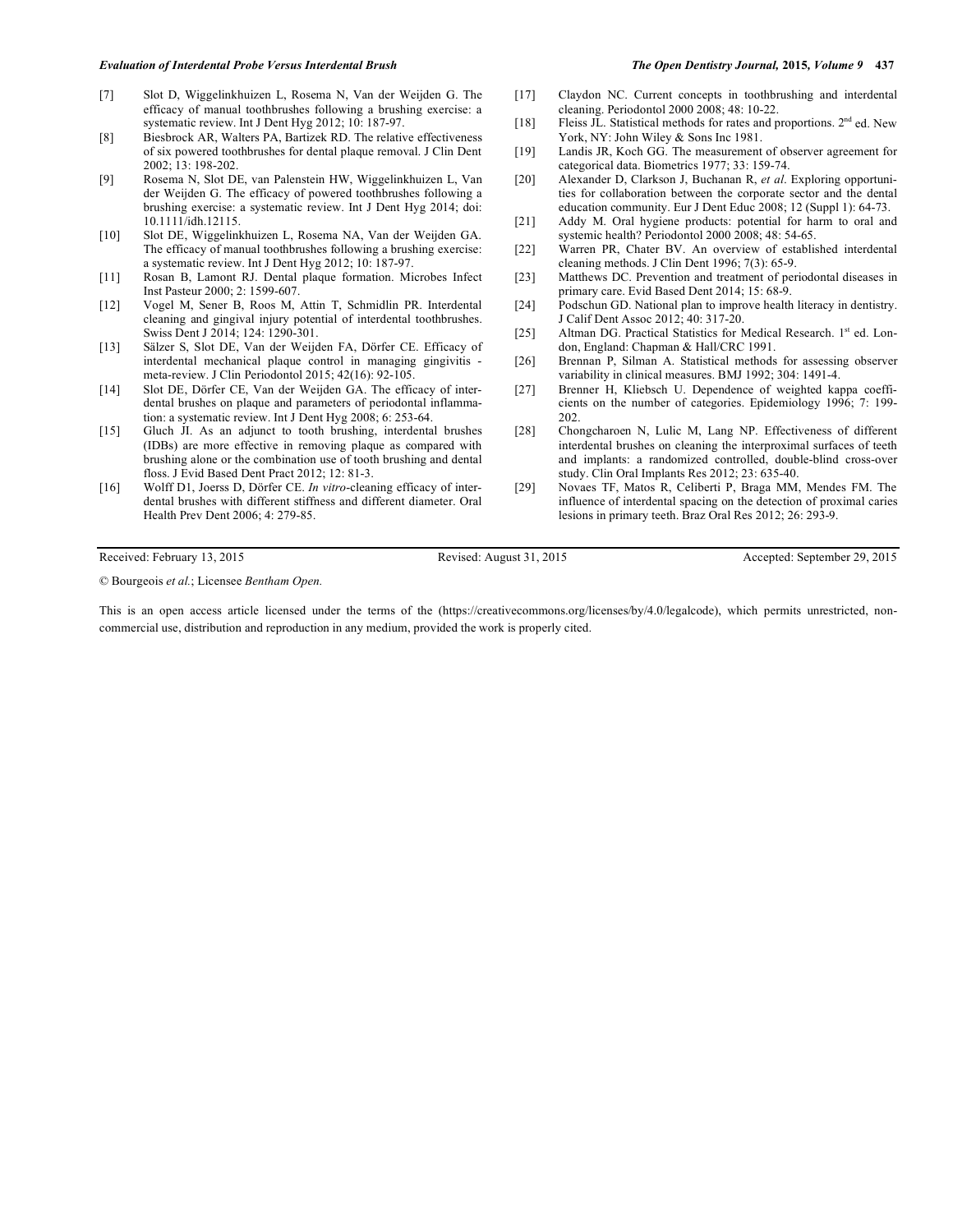[7] Slot D, Wiggelinkhuizen L, Rosema N, Van der Weijden G. The efficacy of manual toothbrushes following a brushing exercise: a systematic review. Int J Dent Hyg 2012; 10: 187-97.

[8] Biesbrock AR, Walters PA, Bartizek RD. The relative effectiveness of six powered toothbrushes for dental plaque removal. J Clin Dent 2002; 13: 198-202.

[9] Rosema N, Slot DE, van Palenstein HW, Wiggelinkhuizen L, Van der Weijden G. The efficacy of powered toothbrushes following a brushing exercise: a systematic review. Int J Dent Hyg 2014; doi: 10.1111/idh.12115.

[10] Slot DE, Wiggelinkhuizen L, Rosema NA, Van der Weijden GA. The efficacy of manual toothbrushes following a brushing exercise: a systematic review. Int J Dent Hyg 2012; 10: 187-97.

[11] Rosan B, Lamont RJ. Dental plaque formation. Microbes Infect Inst Pasteur 2000; 2: 1599-607.

[12] Vogel M, Sener B, Roos M, Attin T, Schmidlin PR. Interdental cleaning and gingival injury potential of interdental toothbrushes. Swiss Dent J 2014; 124: 1290-301.

[13] Sälzer S, Slot DE, Van der Weijden FA, Dörfer CE. Efficacy of interdental mechanical plaque control in managing gingivitis - meta-review. J Clin Periodontol 2015; 42(16): 92-105.

[14] Slot DE, Dörfer CE, Van der Weijden GA. The efficacy of interdental brushes on plaque and parameters of periodontal inflammation: a systematic review. Int J Dent Hyg 2008; 6: 253-64.

[15] Gluch JI. As an adjunct to tooth brushing, interdental brushes (IDBs) are more effective in removing plaque as compared with brushing alone or the combination use of tooth brushing and dental floss. J Evid Based Dent Pract 2012; 12: 81-3.

[16] Wolff D1, Joerss D, Dörfer CE. *In vitro*-cleaning efficacy of interdental brushes with different stiffness and different diameter. Oral Health Prev Dent 2006; 4: 279-85.

[17] Claydon NC. Current concepts in toothbrushing and interdental cleaning. Periodontol 2000 2008; 48: 10-22.

[18] Fleiss JL. Statistical methods for rates and proportions. 2nd ed. New York, NY: John Wiley & Sons Inc 1981.

[19] Landis JR, Koch GG. The measurement of observer agreement for categorical data. Biometrics 1977; 33: 159-74.

[20] Alexander D, Clarkson J, Buchanan R, *et al*. Exploring opportunities for collaboration between the corporate sector and the dental education community. Eur J Dent Educ 2008; 12 (Suppl 1): 64-73.

[21] Addy M. Oral hygiene products: potential for harm to oral and systemic health? Periodontol 2000 2008; 48: 54-65.

[22] Warren PR, Chater BV. An overview of established interdental cleaning methods. J Clin Dent 1996; 7(3): 65-9.

[23] Matthews DC. Prevention and treatment of periodontal diseases in primary care. Evid Based Dent 2014; 15: 68-9.

[24] Podschun GD. National plan to improve health literacy in dentistry. J Calif Dent Assoc 2012; 40: 317-20.

[25] Altman DG. Practical Statistics for Medical Research. 1st ed. London, England: Chapman & Hall/CRC 1991.

[26] Brennan P, Silman A. Statistical methods for assessing observer variability in clinical measures. BMJ 1992; 304: 1491-4.

[27] Brenner H, Kliebsch U. Dependence of weighted kappa coefficients on the number of categories. Epidemiology 1996; 7: 199-202.

[28] Chongcharoen N, Lulic M, Lang NP. Effectiveness of different interdental brushes on cleaning the interproximal surfaces of teeth and implants: a randomized controlled, double-blind cross-over study. Clin Oral Implants Res 2012; 23: 635-40.

[29] Novaes TF, Matos R, Celiberti P, Braga MM, Mendes FM. The influence of interdental spacing on the detection of proximal caries lesions in primary teeth. Braz Oral Res 2012; 26: 293-9.

Received: February 13, 2015 Revised: August 31, 2015 Accepted: September 29, 2015

© Bourgeois *et al.*; Licensee *Bentham Open.*

This is an open access article licensed under the terms of the (https://creativecommons.org/licenses/by/4.0/legalcode), which permits unrestricted, non-commercial use, distribution and reproduction in any medium, provided the work is properly cited.